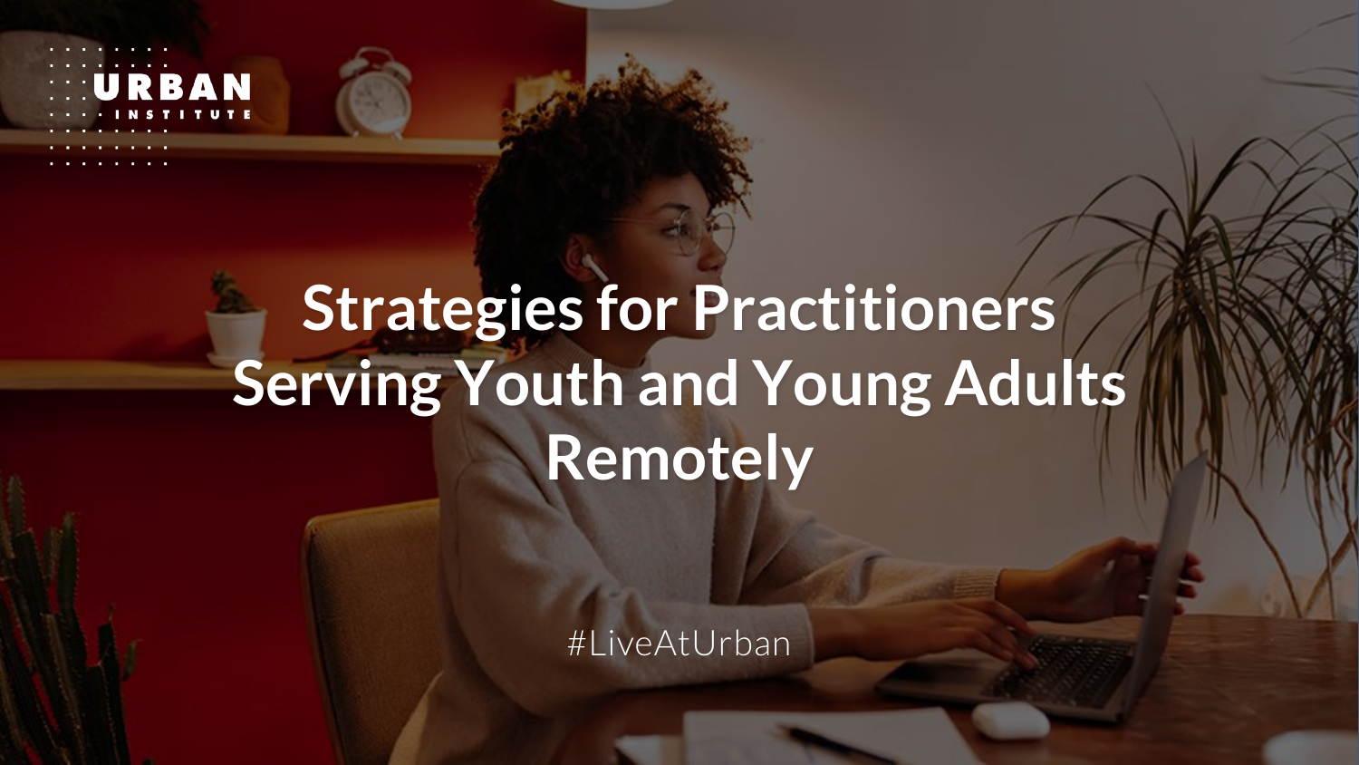URBAN INSTITUTE

# Strategies for Practitioners Serving Youth and Young Adults Remotely

#LiveAtUrban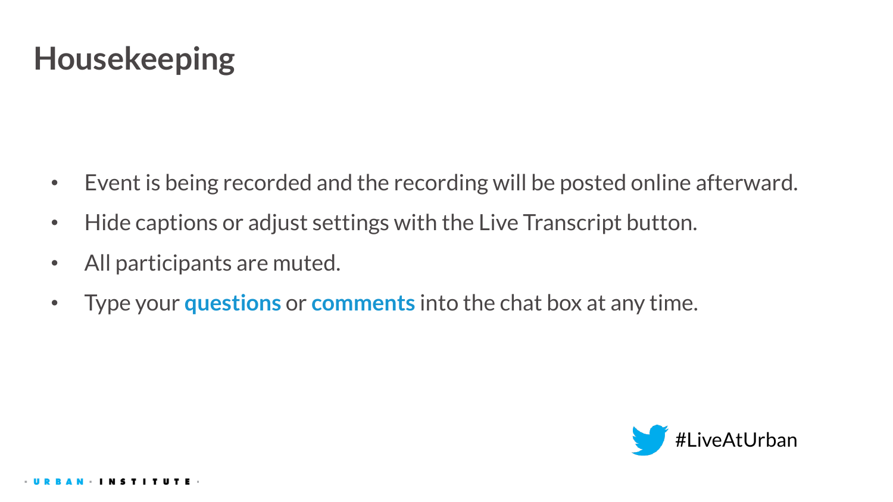# Housekeeping

- Event is being recorded and the recording will be posted online afterward.
- Hide captions or adjust settings with the Live Transcript button.
- All participants are muted.
- Type your **questions** or **comments** into the chat box at any time.

#LiveAtUrban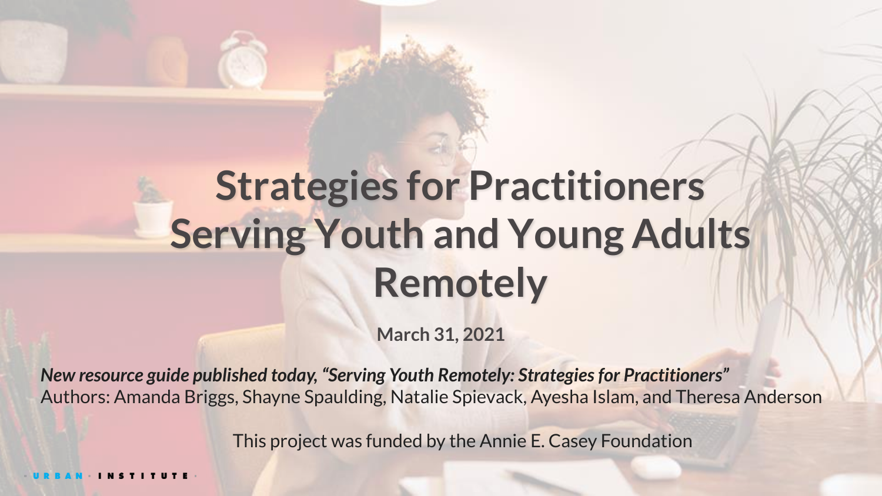# Strategies for Practitioners Serving Youth and Young Adults Remotely

**March 31, 2021**

***New resource guide published today, "Serving Youth Remotely: Strategies for Practitioners"***
Authors: Amanda Briggs, Shayne Spaulding, Natalie Spievack, Ayesha Islam, and Theresa Anderson

This project was funded by the Annie E. Casey Foundation

URBAN INSTITUTE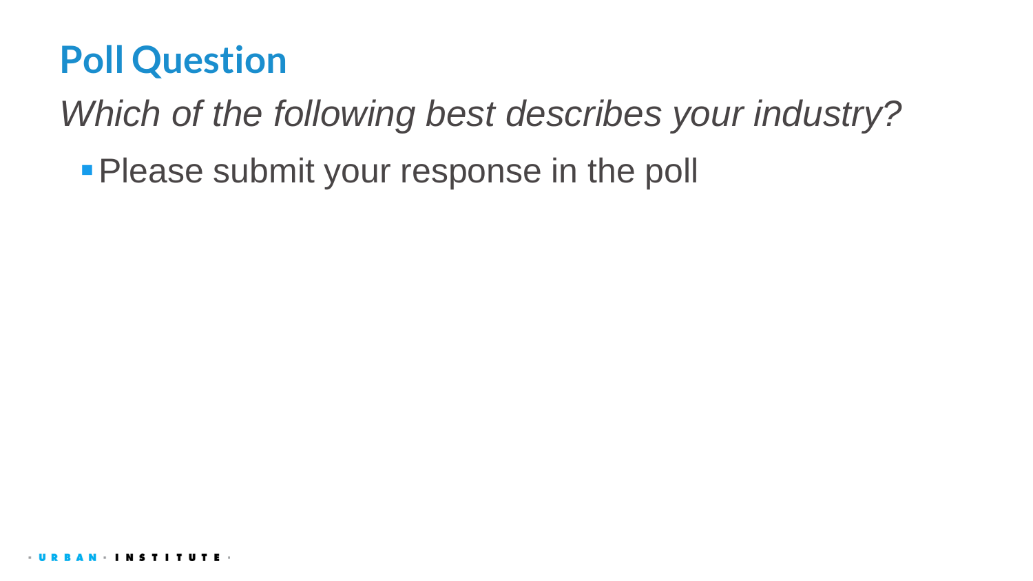# Poll Question

*Which of the following best describes your industry?*

- Please submit your response in the poll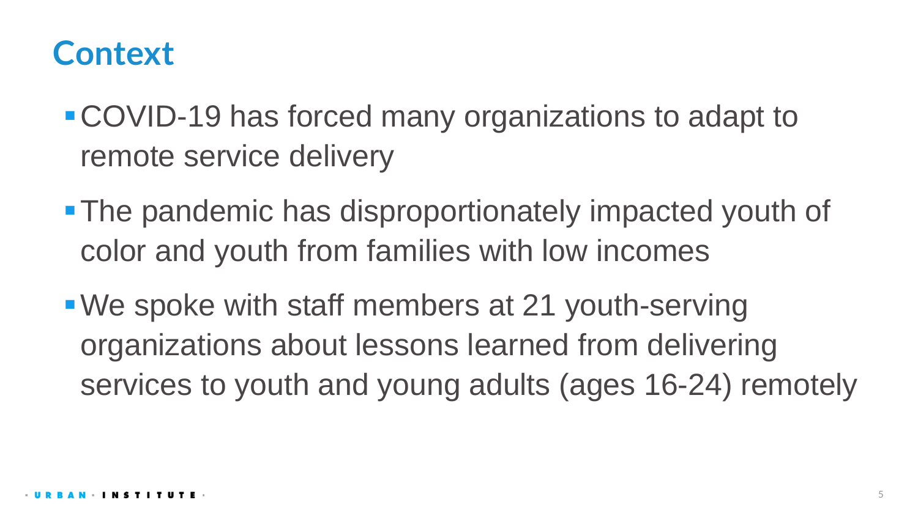# Context

- COVID-19 has forced many organizations to adapt to remote service delivery
- The pandemic has disproportionately impacted youth of color and youth from families with low incomes
- We spoke with staff members at 21 youth-serving organizations about lessons learned from delivering services to youth and young adults (ages 16-24) remotely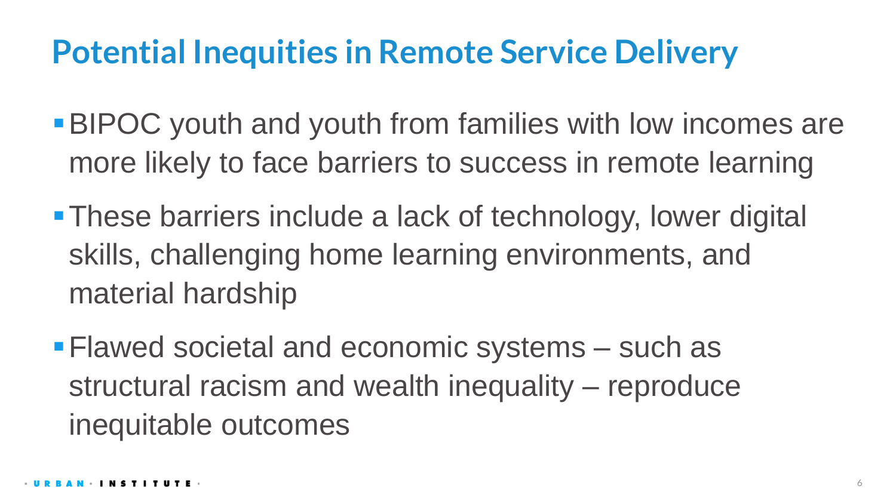# Potential Inequities in Remote Service Delivery

- BIPOC youth and youth from families with low incomes are more likely to face barriers to success in remote learning
- These barriers include a lack of technology, lower digital skills, challenging home learning environments, and material hardship
- Flawed societal and economic systems – such as structural racism and wealth inequality – reproduce inequitable outcomes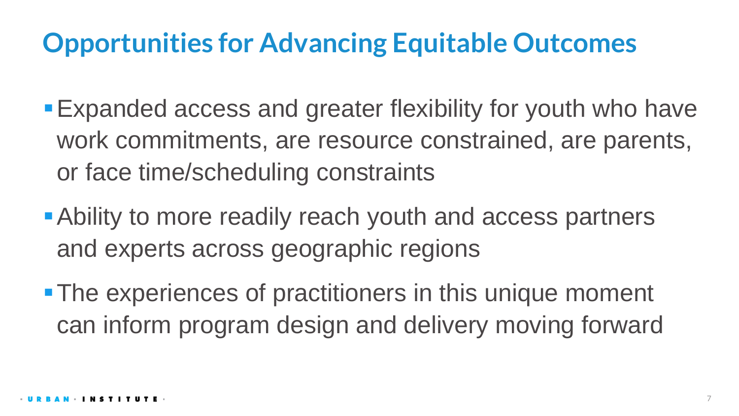# Opportunities for Advancing Equitable Outcomes

- Expanded access and greater flexibility for youth who have work commitments, are resource constrained, are parents, or face time/scheduling constraints
- Ability to more readily reach youth and access partners and experts across geographic regions
- The experiences of practitioners in this unique moment can inform program design and delivery moving forward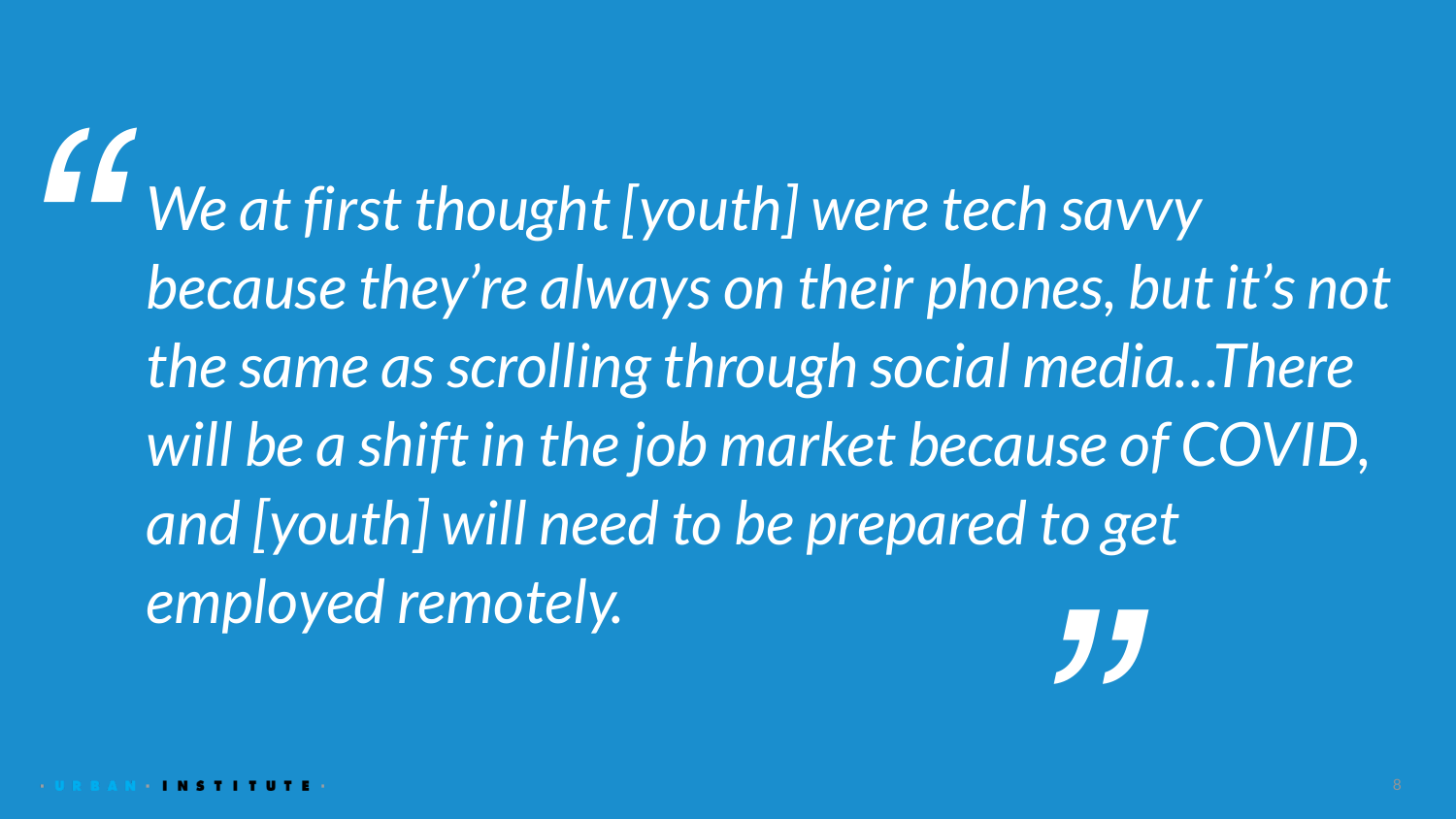> *We at first thought [youth] were tech savvy because they’re always on their phones, but it’s not the same as scrolling through social media…There will be a shift in the job market because of COVID, and [youth] will need to be prepared to get employed remotely.*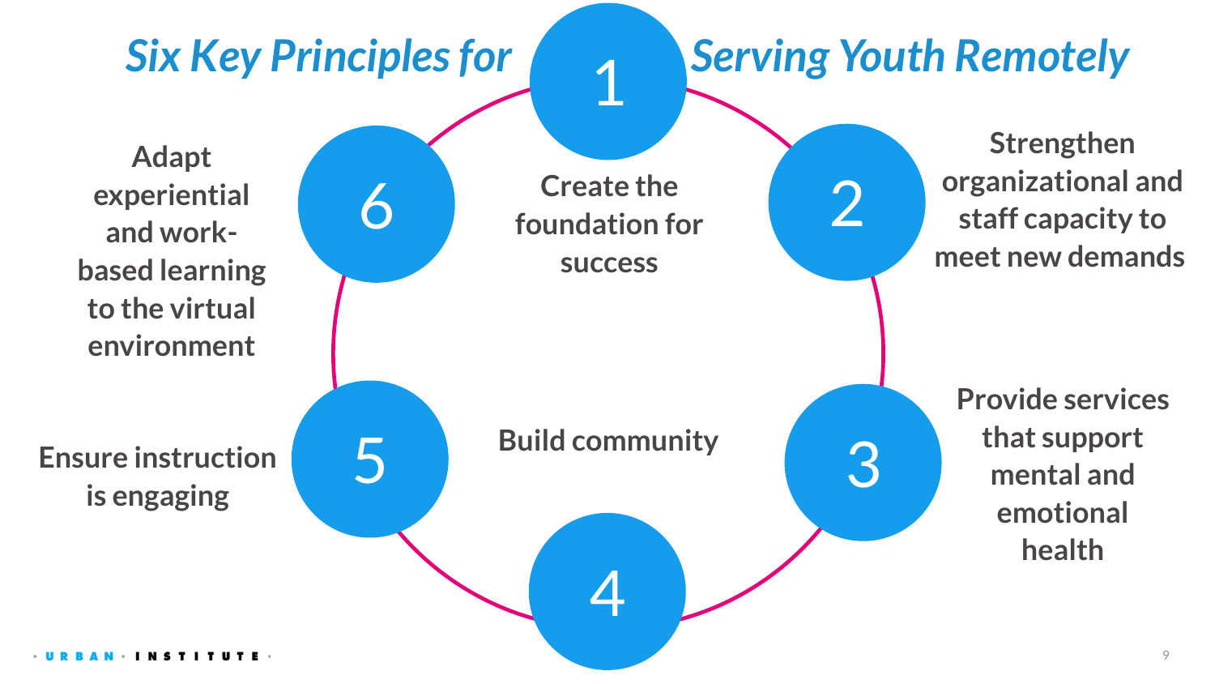# *Six Key Principles for Serving Youth Remotely*

1. Create the foundation for success
2. Strengthen organizational and staff capacity to meet new demands
3. Provide services that support mental and emotional health
4. Build community
5. Ensure instruction is engaging
6. Adapt experiential and work-based learning to the virtual environment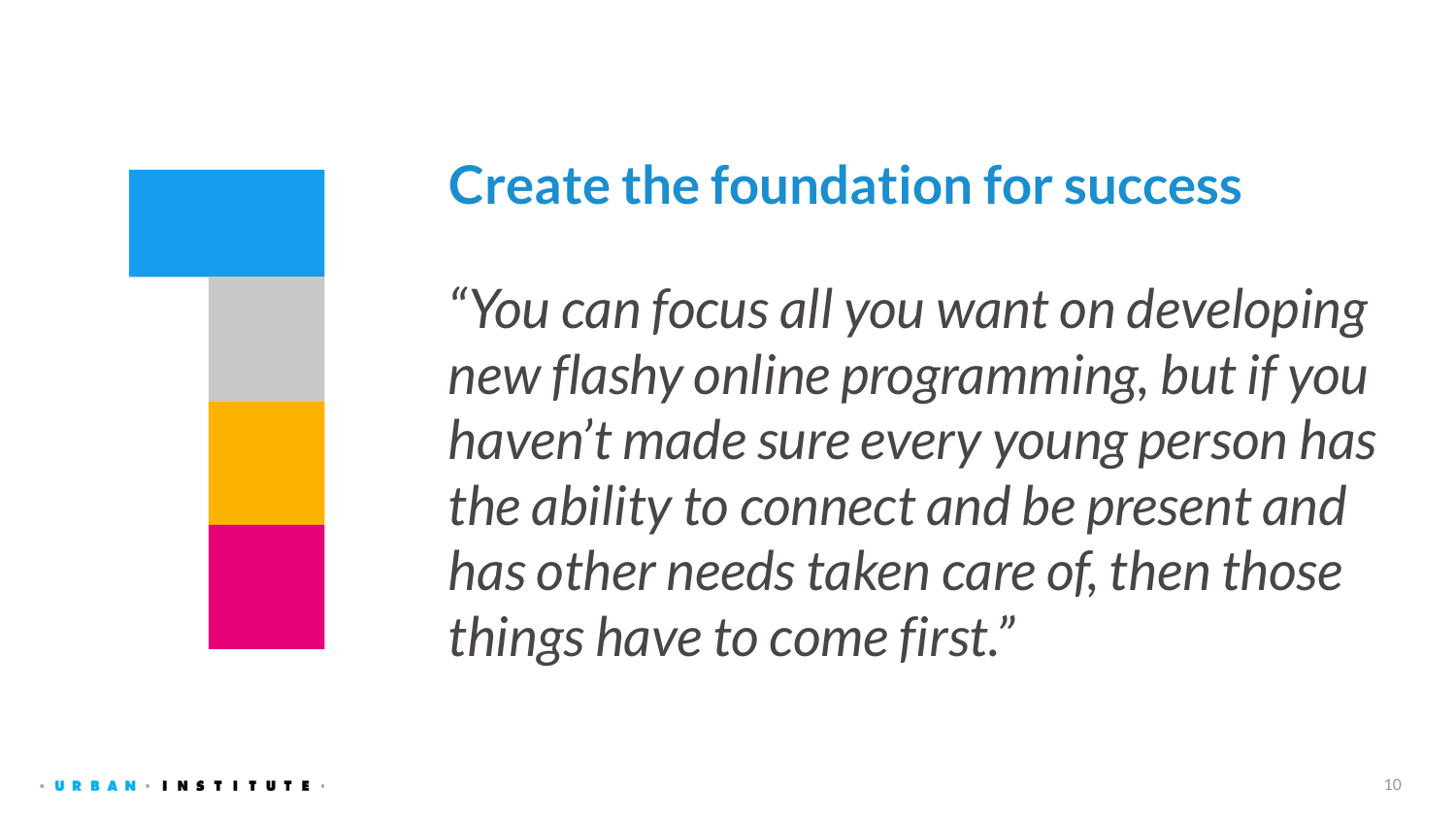## Create the foundation for success

*"You can focus all you want on developing new flashy online programming, but if you haven't made sure every young person has the ability to connect and be present and has other needs taken care of, then those things have to come first."*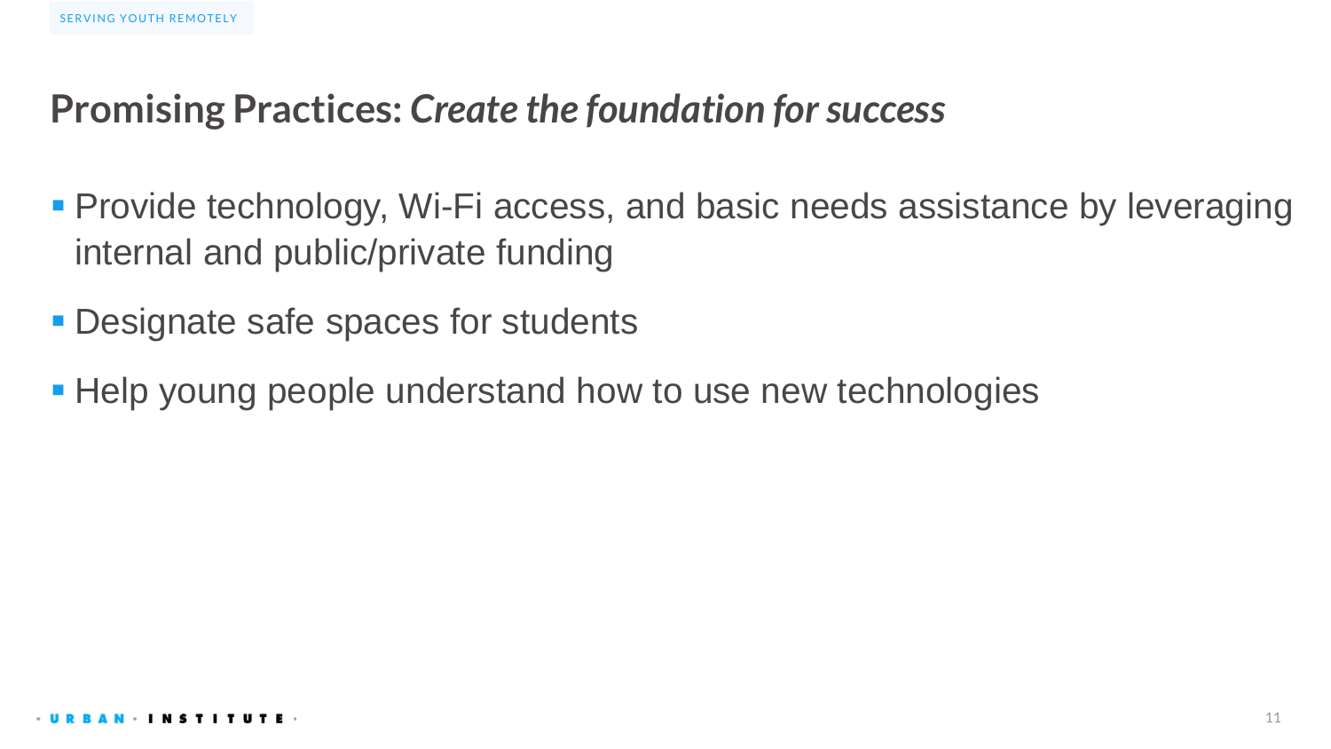# Promising Practices: *Create the foundation for success*

- Provide technology, Wi-Fi access, and basic needs assistance by leveraging internal and public/private funding
- Designate safe spaces for students
- Help young people understand how to use new technologies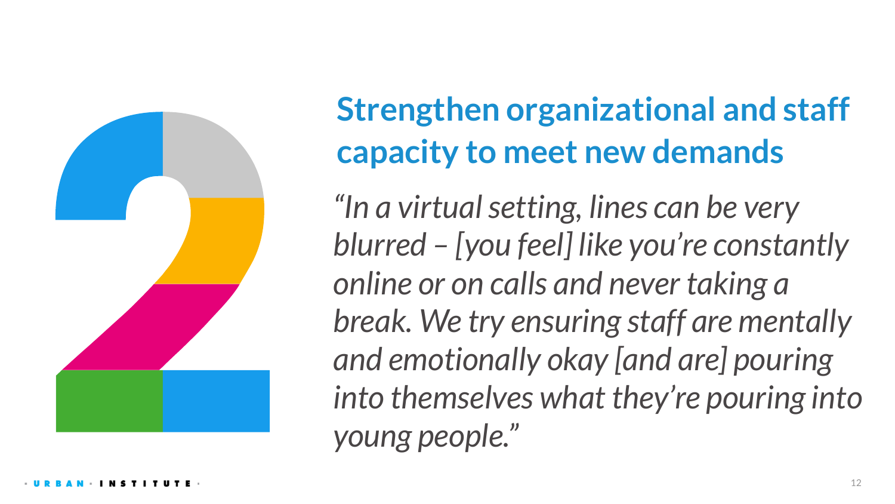## 2 Strengthen organizational and staff capacity to meet new demands

*"In a virtual setting, lines can be very blurred – [you feel] like you're constantly online or on calls and never taking a break. We try ensuring staff are mentally and emotionally okay [and are] pouring into themselves what they're pouring into young people."*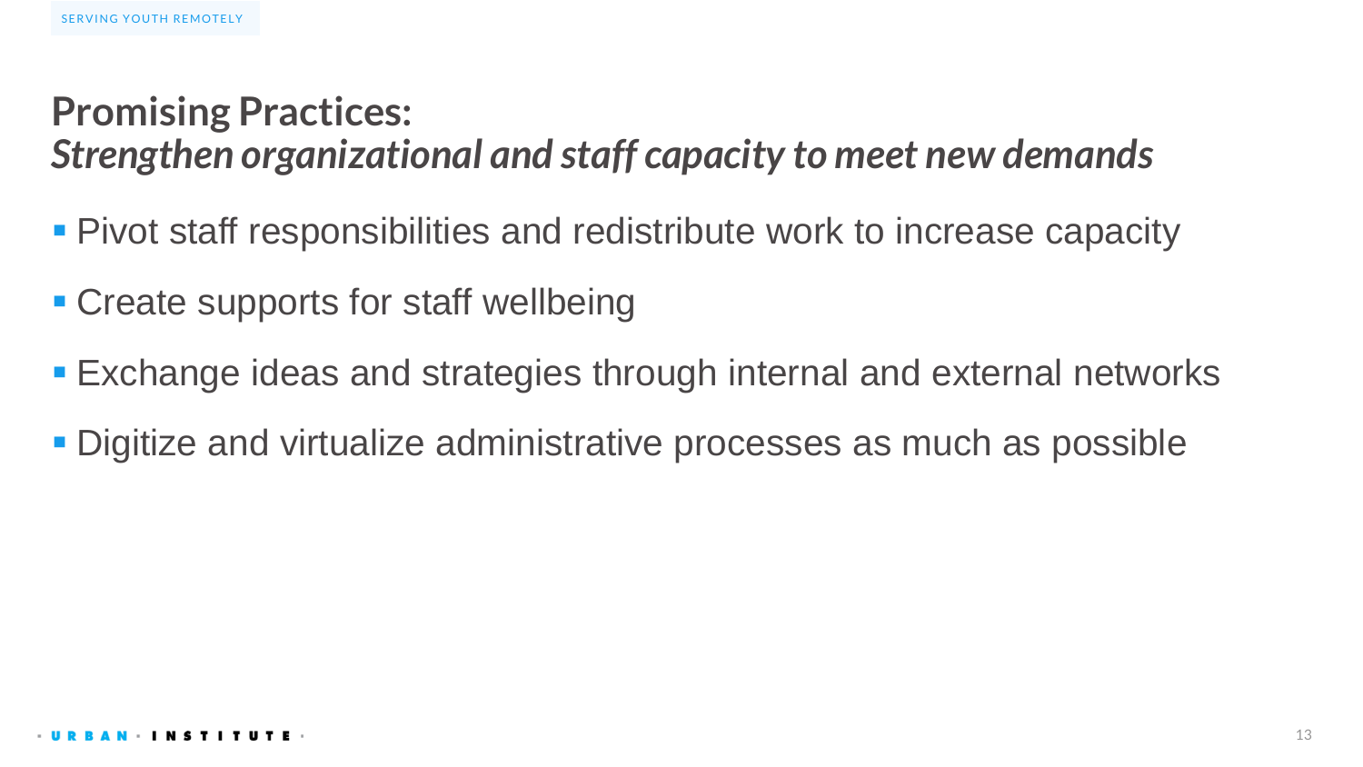## Promising Practices:
## *Strengthen organizational and staff capacity to meet new demands*

- Pivot staff responsibilities and redistribute work to increase capacity
- Create supports for staff wellbeing
- Exchange ideas and strategies through internal and external networks
- Digitize and virtualize administrative processes as much as possible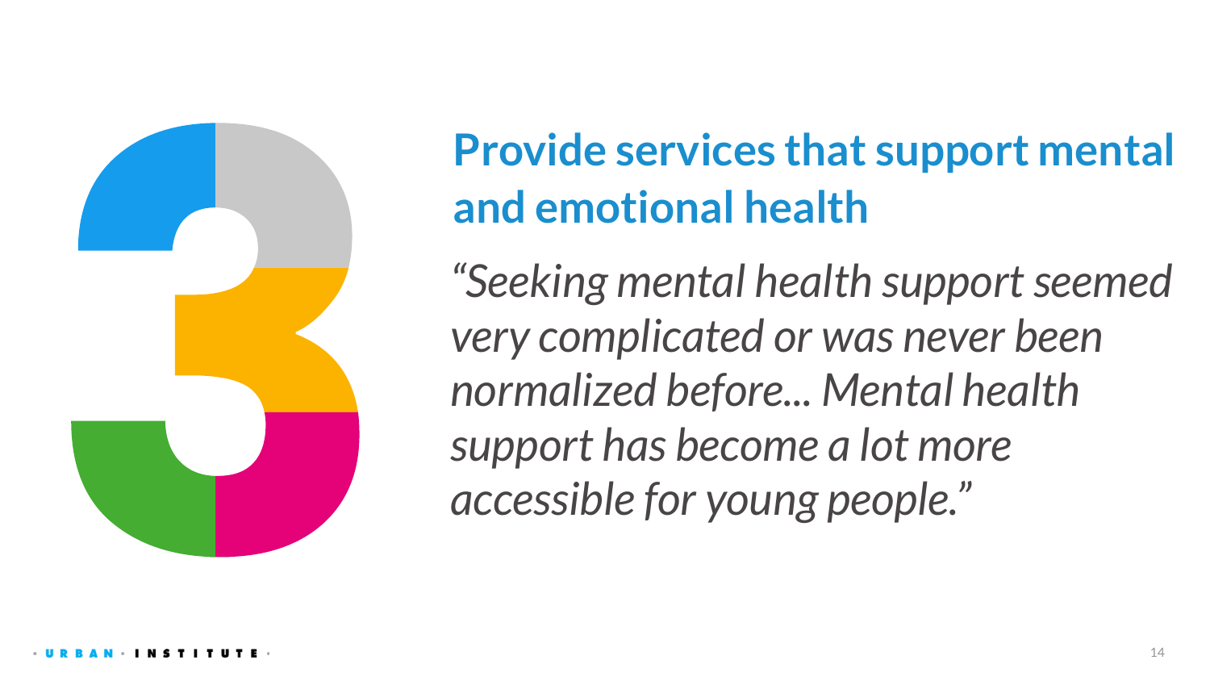## 3 Provide services that support mental and emotional health

*"Seeking mental health support seemed very complicated or was never been normalized before... Mental health support has become a lot more accessible for young people."*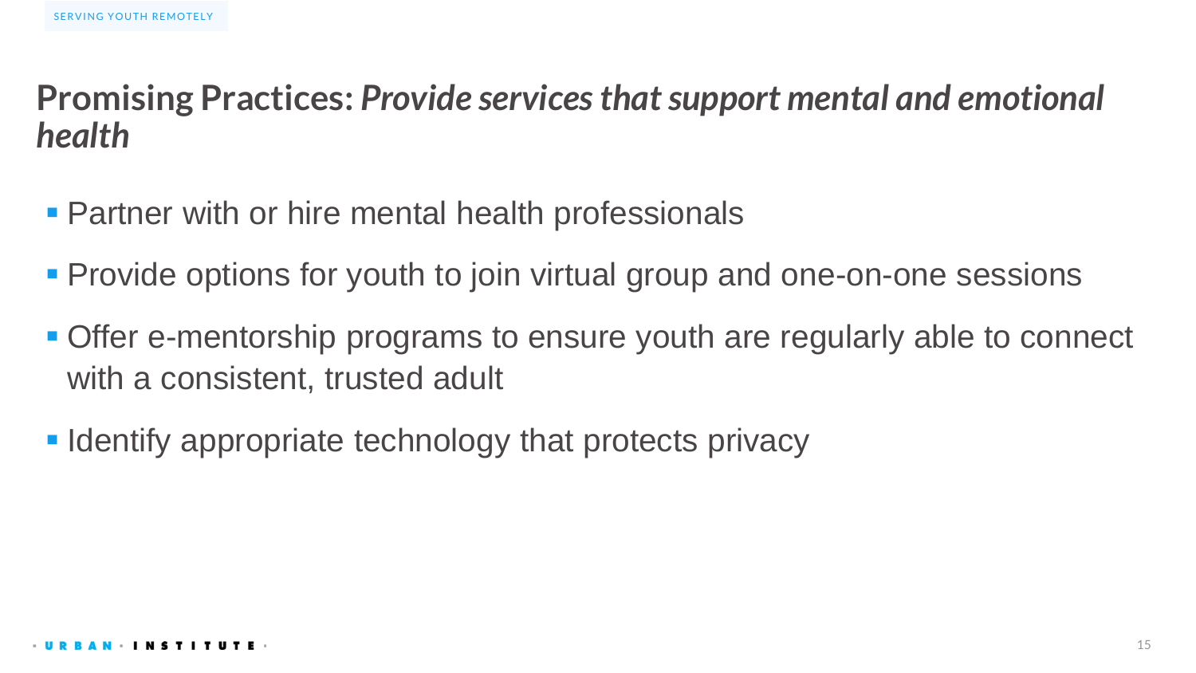## **Promising Practices:** ***Provide services that support mental and emotional health***

- Partner with or hire mental health professionals
- Provide options for youth to join virtual group and one-on-one sessions
- Offer e-mentorship programs to ensure youth are regularly able to connect with a consistent, trusted adult
- Identify appropriate technology that protects privacy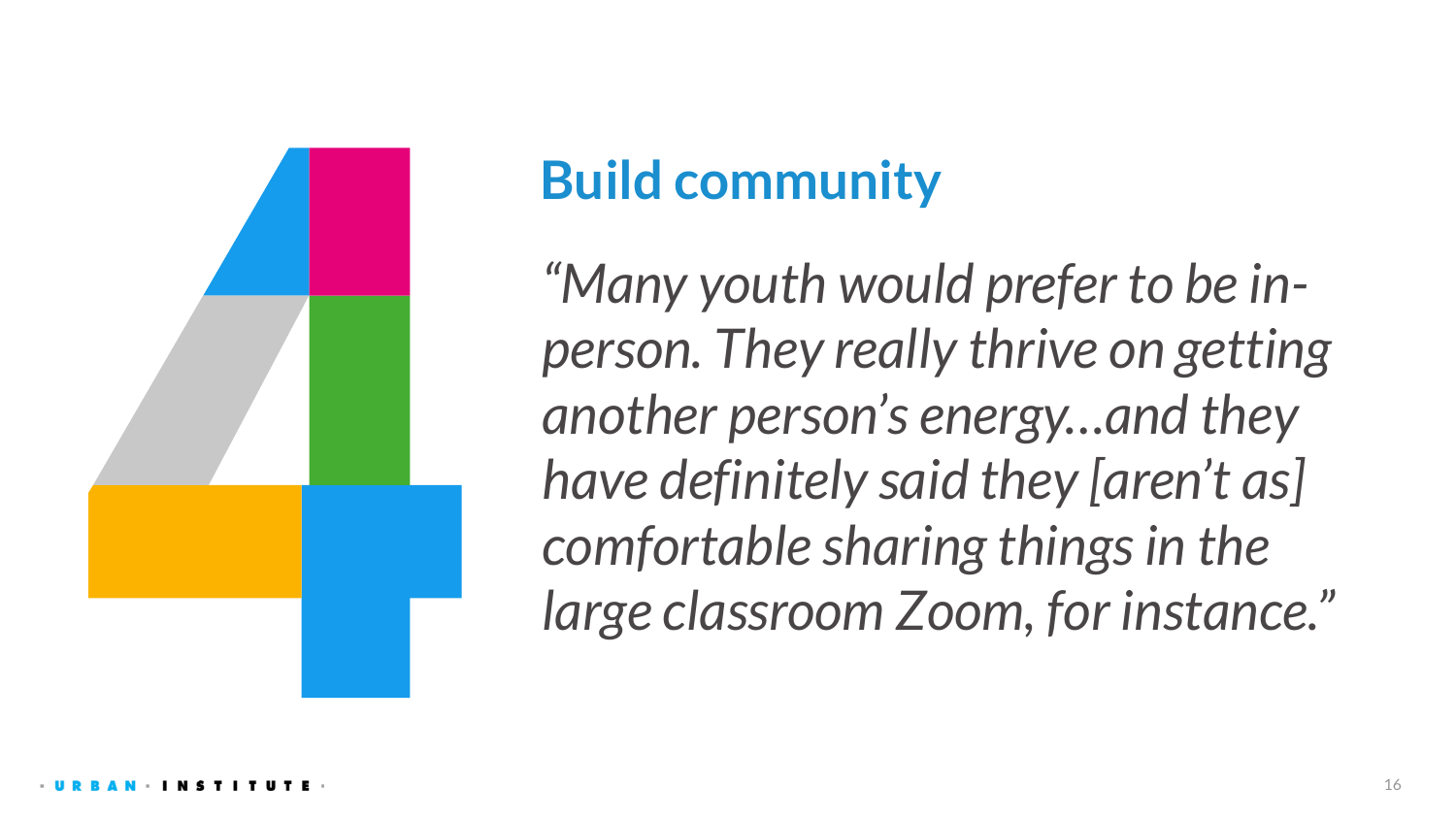## Build community

*"Many youth would prefer to be in-person. They really thrive on getting another person's energy…and they have definitely said they [aren't as] comfortable sharing things in the large classroom Zoom, for instance."*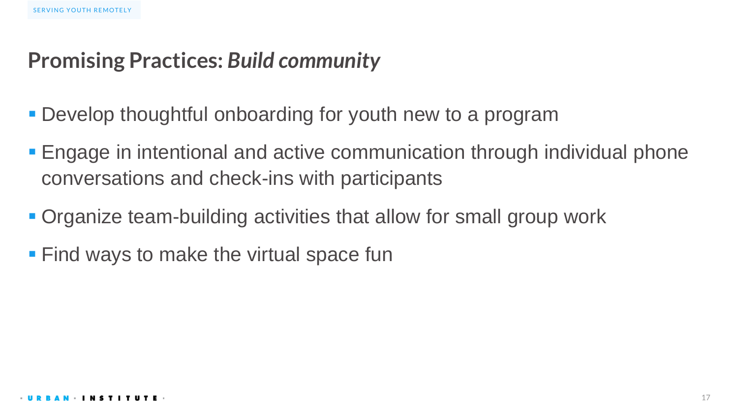## Promising Practices: *Build community*

- Develop thoughtful onboarding for youth new to a program
- Engage in intentional and active communication through individual phone conversations and check-ins with participants
- Organize team-building activities that allow for small group work
- Find ways to make the virtual space fun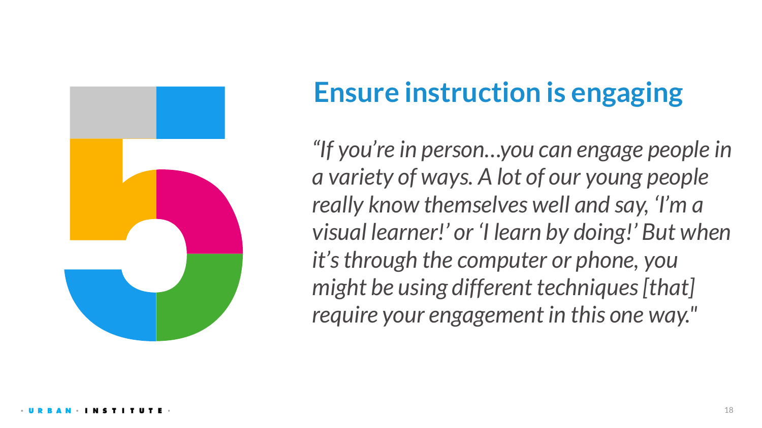## Ensure instruction is engaging

*"If you're in person…you can engage people in a variety of ways. A lot of our young people really know themselves well and say, 'I'm a visual learner!' or 'I learn by doing!' But when it's through the computer or phone, you might be using different techniques [that] require your engagement in this one way."*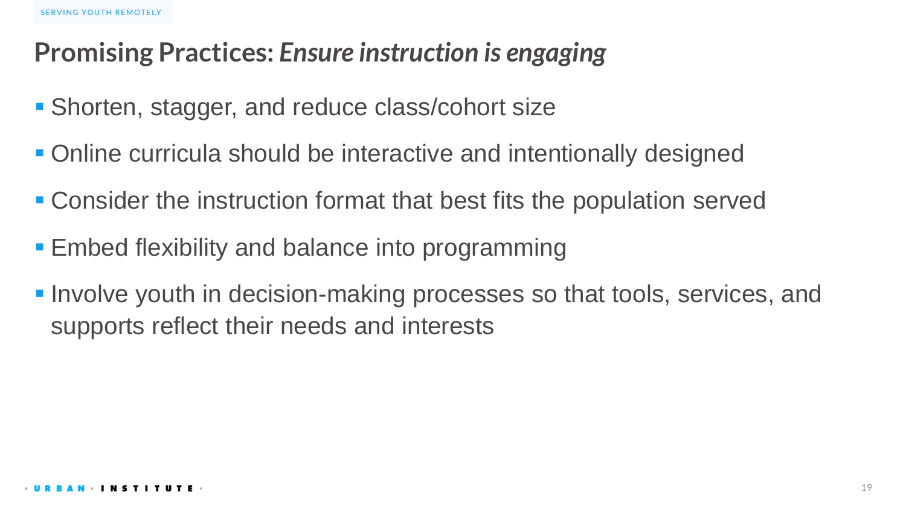# Promising Practices: *Ensure instruction is engaging*

- Shorten, stagger, and reduce class/cohort size
- Online curricula should be interactive and intentionally designed
- Consider the instruction format that best fits the population served
- Embed flexibility and balance into programming
- Involve youth in decision-making processes so that tools, services, and supports reflect their needs and interests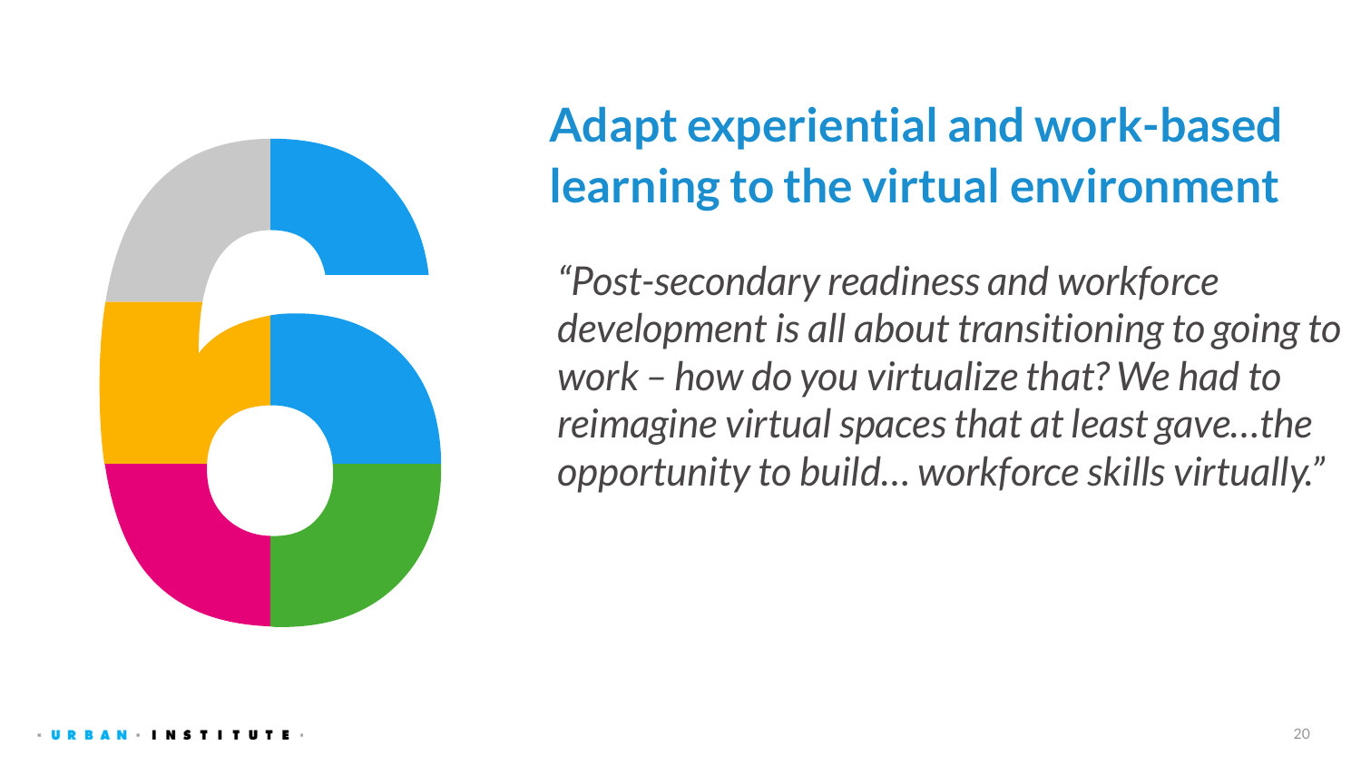# 6

## Adapt experiential and work-based learning to the virtual environment

*"Post-secondary readiness and workforce development is all about transitioning to going to work – how do you virtualize that? We had to reimagine virtual spaces that at least gave…the opportunity to build… workforce skills virtually."*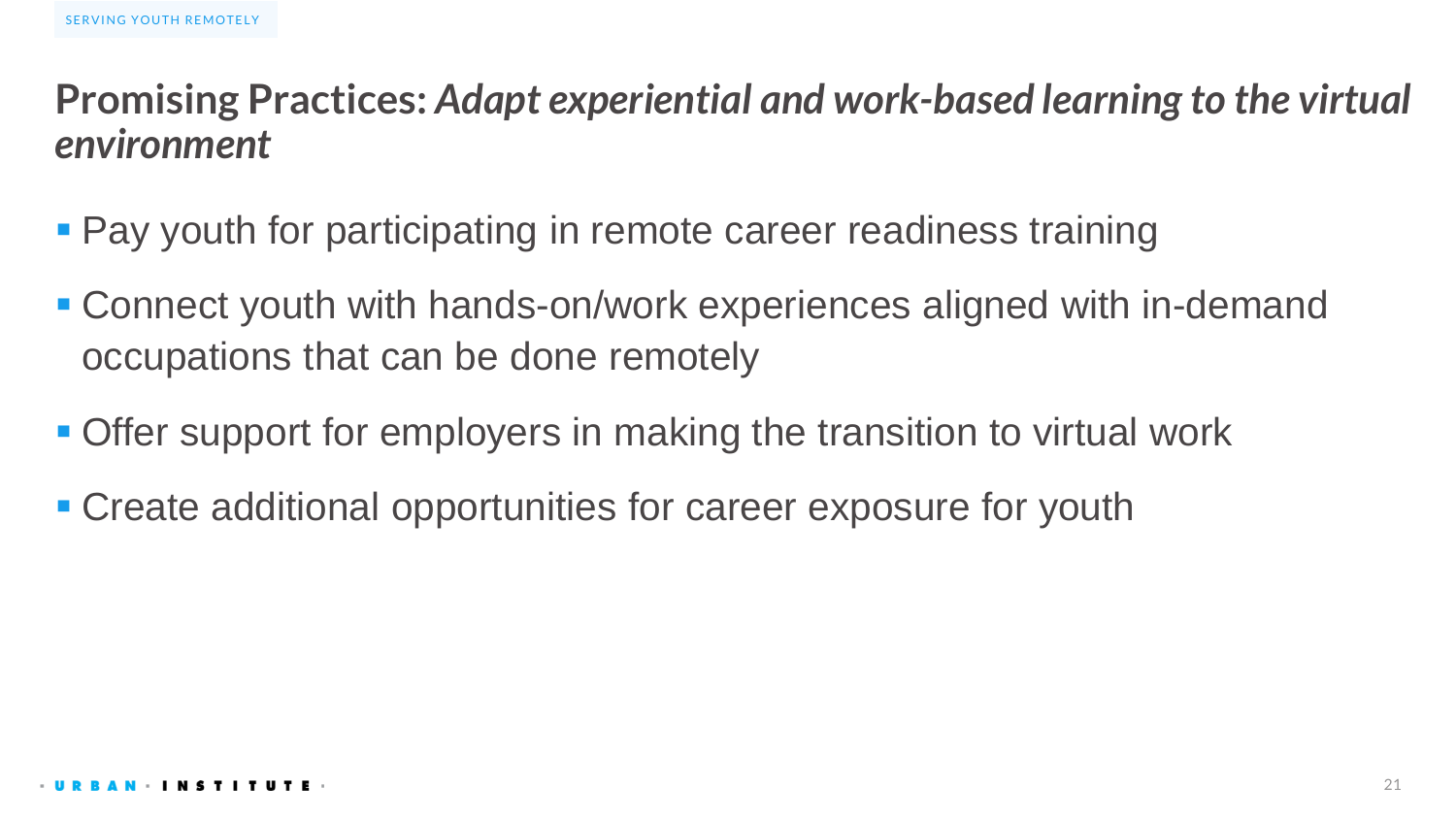## **Promising Practices:** ***Adapt experiential and work-based learning to the virtual environment***

- Pay youth for participating in remote career readiness training
- Connect youth with hands-on/work experiences aligned with in-demand occupations that can be done remotely
- Offer support for employers in making the transition to virtual work
- Create additional opportunities for career exposure for youth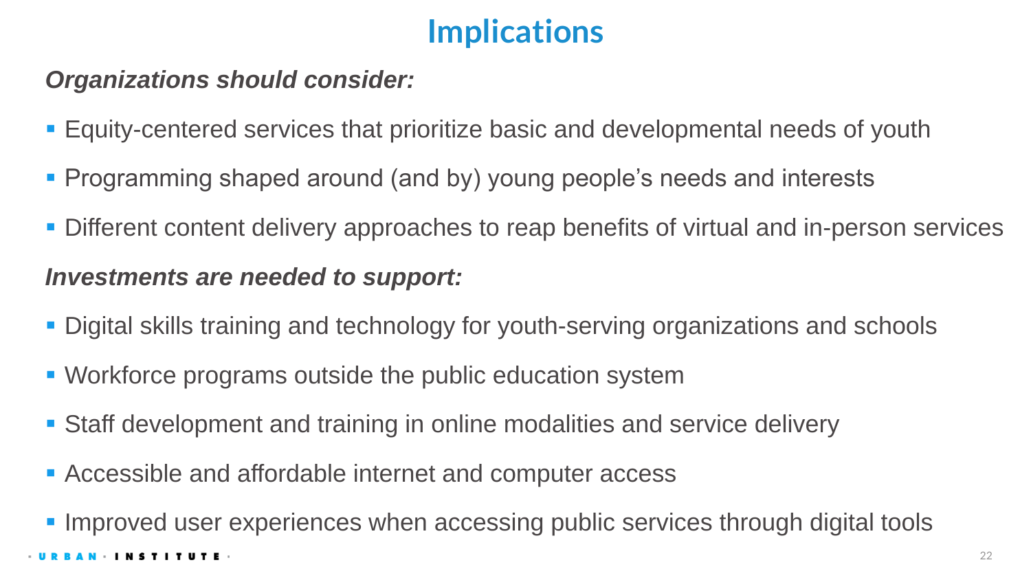# Implications

***Organizations should consider:***

- Equity-centered services that prioritize basic and developmental needs of youth
- Programming shaped around (and by) young people's needs and interests
- Different content delivery approaches to reap benefits of virtual and in-person services

***Investments are needed to support:***

- Digital skills training and technology for youth-serving organizations and schools
- Workforce programs outside the public education system
- Staff development and training in online modalities and service delivery
- Accessible and affordable internet and computer access
- Improved user experiences when accessing public services through digital tools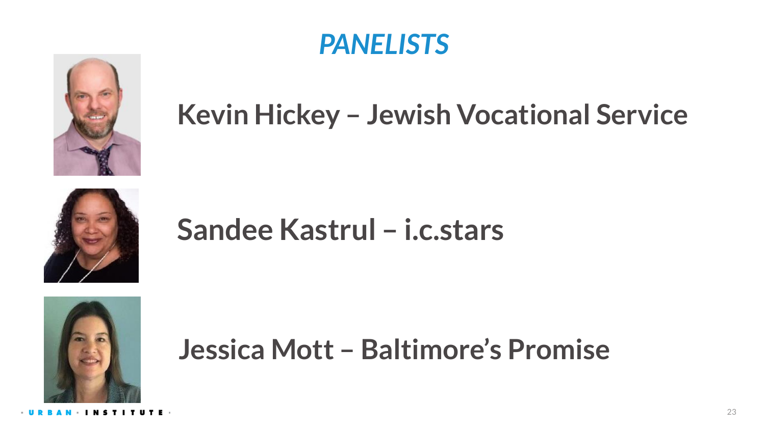# *PANELISTS*

**Kevin Hickey – Jewish Vocational Service**

**Sandee Kastrul – i.c.stars**

**Jessica Mott – Baltimore's Promise**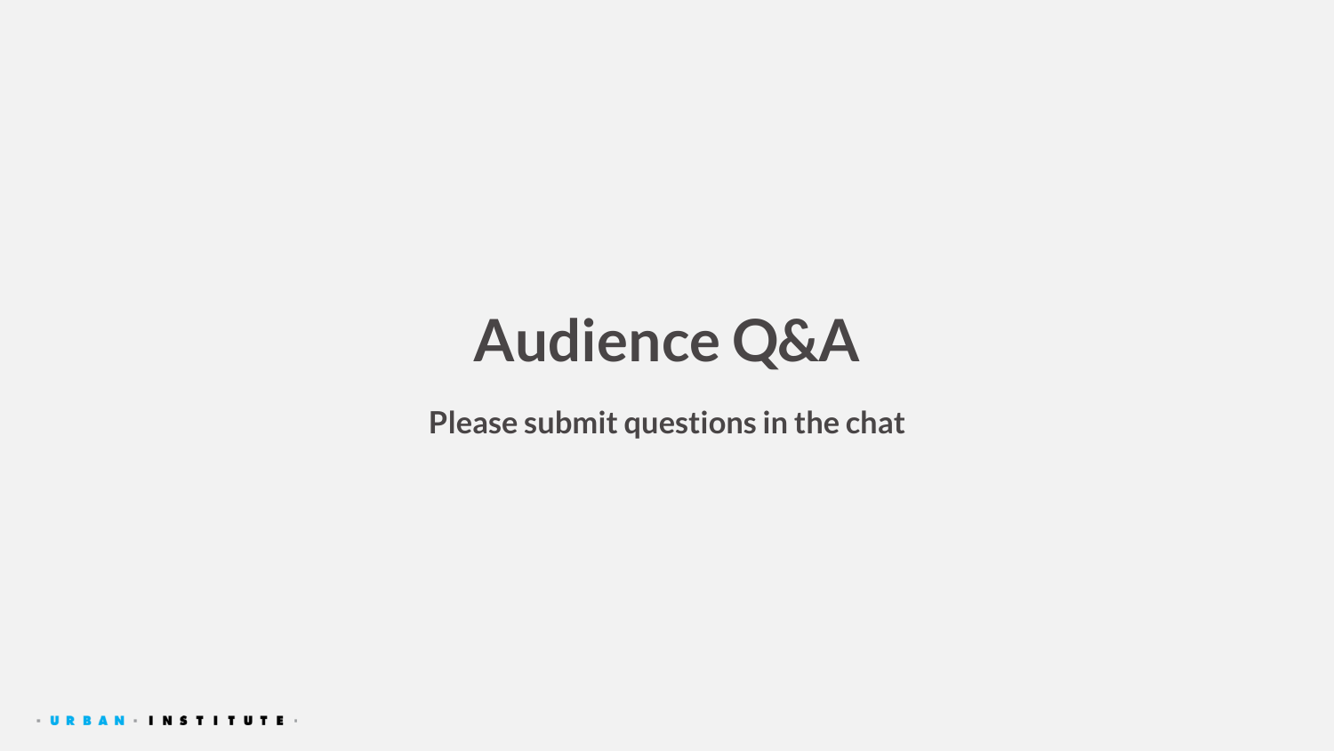# Audience Q&A

**Please submit questions in the chat**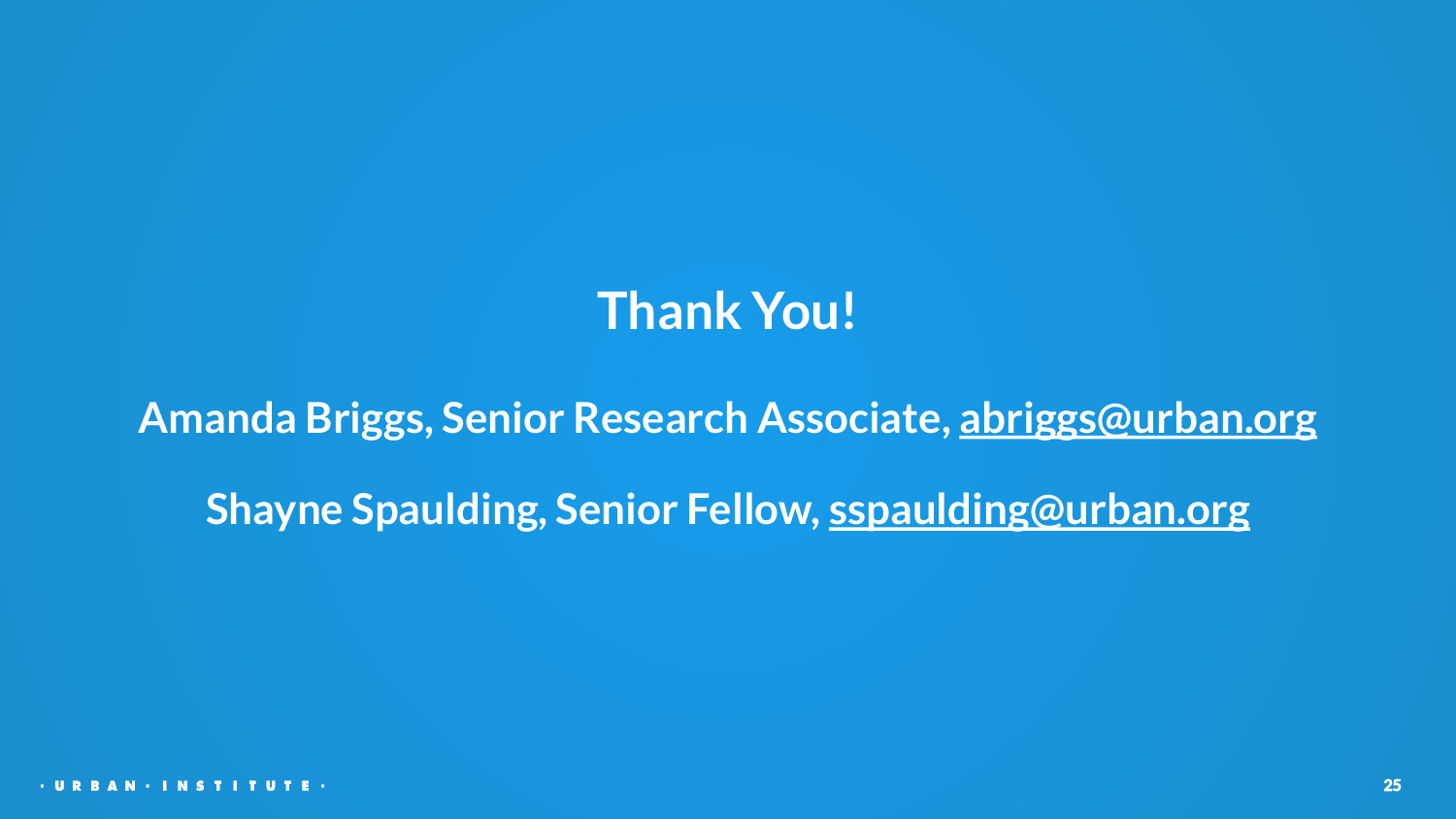# Thank You!

**Amanda Briggs, Senior Research Associate, abriggs@urban.org**

**Shayne Spaulding, Senior Fellow, sspaulding@urban.org**